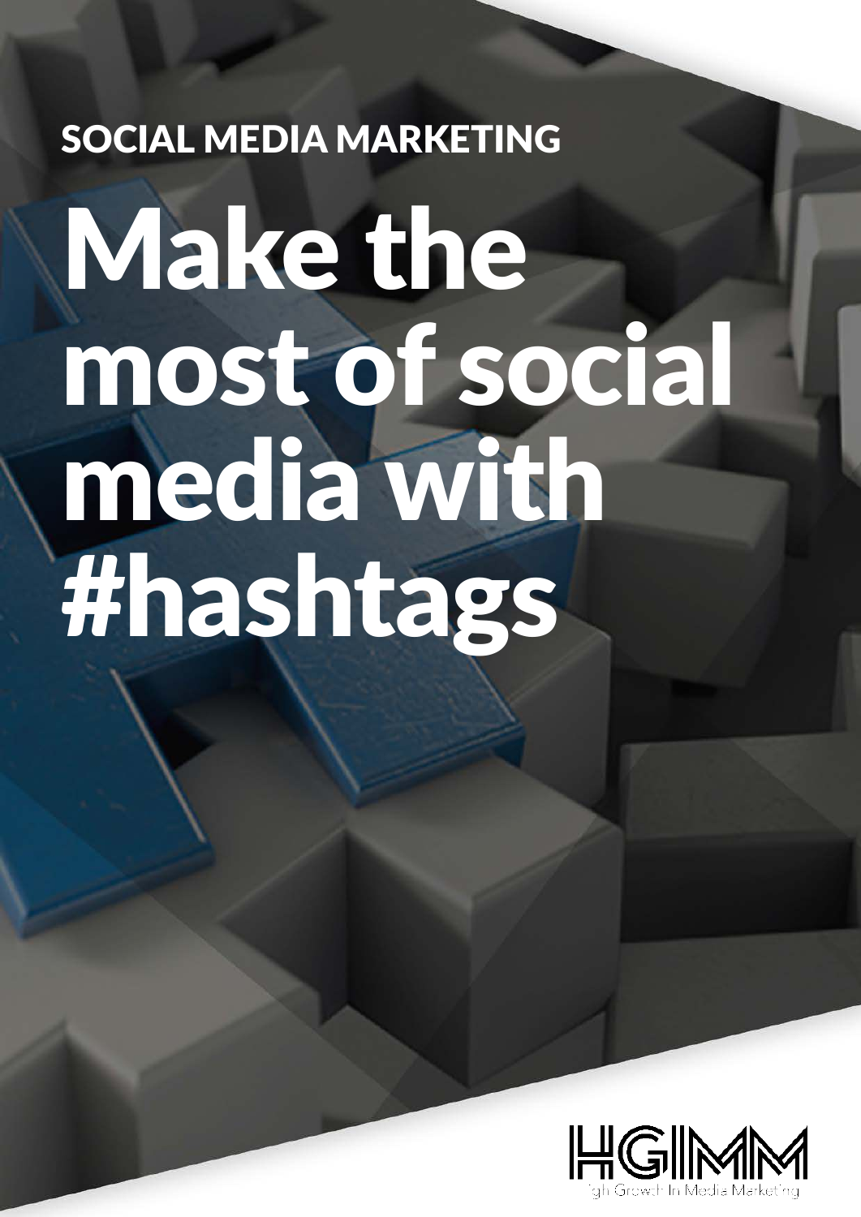SOCIAL MEDIA MARKETING

# Make the most of social media with #hashtags

HGIMM

High Growth In Media Marketing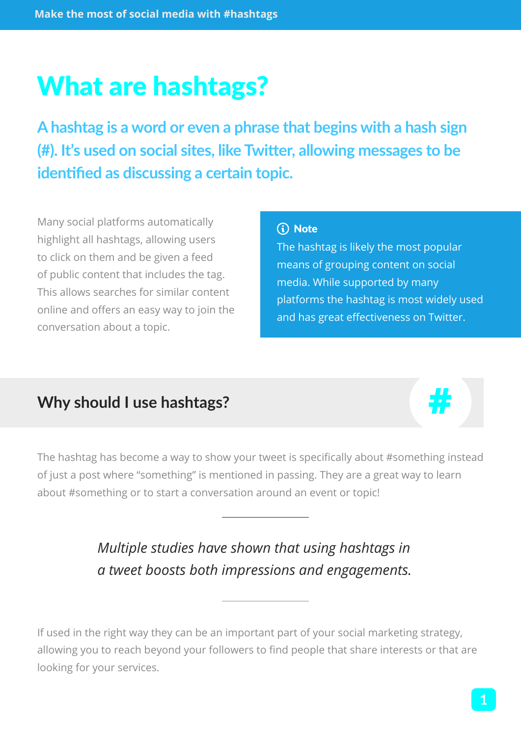# What are hashtags?

**A hashtag is a word or even a phrase that begins with a hash sign (#). It's used on social sites, like Twitter, allowing messages to be identified as discussing a certain topic.**

Many social platforms automatically highlight all hashtags, allowing users to click on them and be given a feed of public content that includes the tag. This allows searches for similar content online and offers an easy way to join the conversation about a topic.

> **Note**
> The hashtag is likely the most popular means of grouping content on social media. While supported by many platforms the hashtag is most widely used and has great effectiveness on Twitter.

## Why should I use hashtags?

The hashtag has become a way to show your tweet is specifically about #something instead of just a post where "something" is mentioned in passing. They are a great way to learn about #something or to start a conversation around an event or topic!

---

*Multiple studies have shown that using hashtags in a tweet boosts both impressions and engagements.*

---

If used in the right way they can be an important part of your social marketing strategy, allowing you to reach beyond your followers to find people that share interests or that are looking for your services.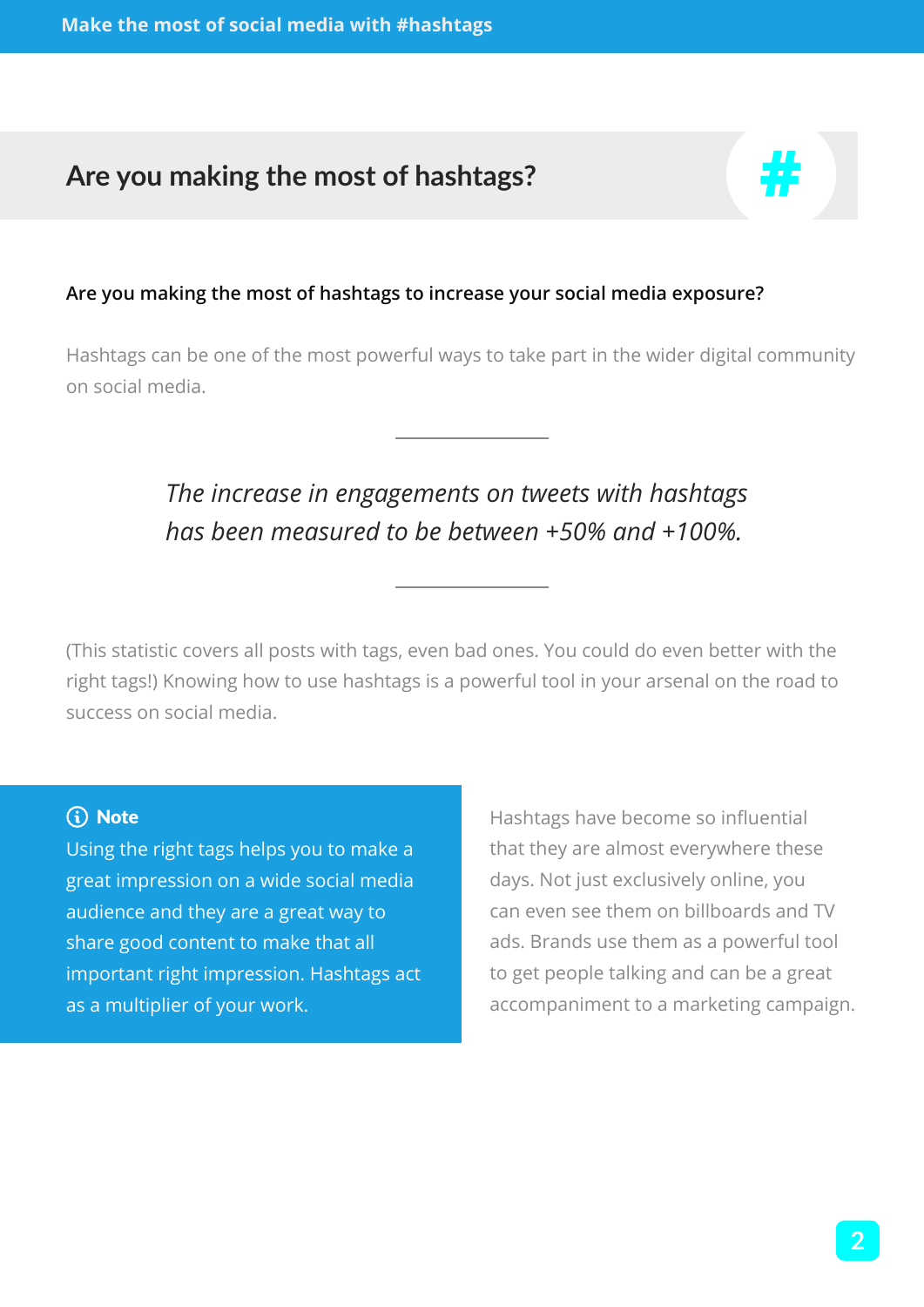## Are you making the most of hashtags?

**Are you making the most of hashtags to increase your social media exposure?**

Hashtags can be one of the most powerful ways to take part in the wider digital community on social media.

---

*The increase in engagements on tweets with hashtags has been measured to be between +50% and +100%.*

---

(This statistic covers all posts with tags, even bad ones. You could do even better with the right tags!) Knowing how to use hashtags is a powerful tool in your arsenal on the road to success on social media.

> **Note**
> Using the right tags helps you to make a great impression on a wide social media audience and they are a great way to share good content to make that all important right impression. Hashtags act as a multiplier of your work.

Hashtags have become so influential that they are almost everywhere these days. Not just exclusively online, you can even see them on billboards and TV ads. Brands use them as a powerful tool to get people talking and can be a great accompaniment to a marketing campaign.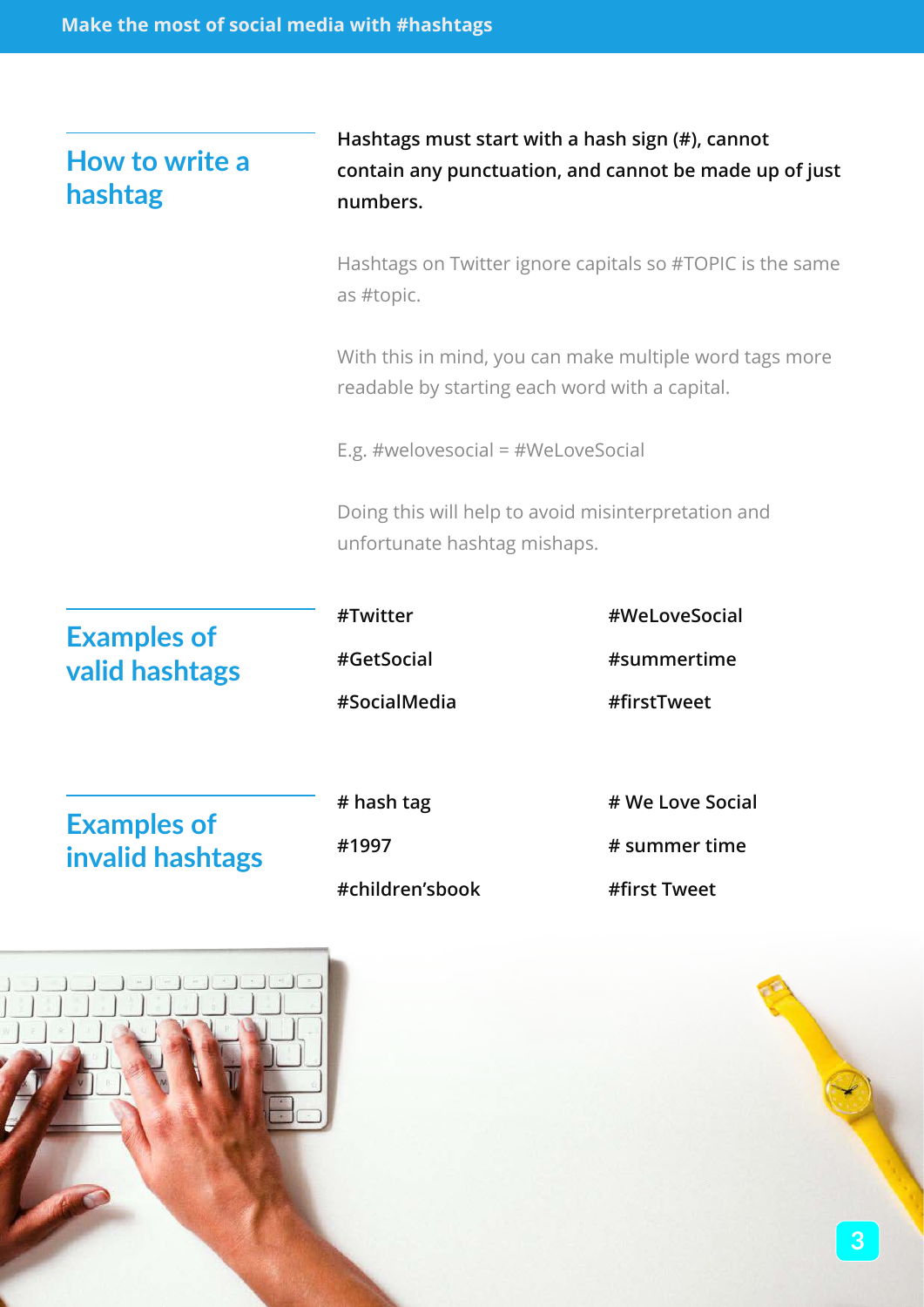## How to write a hashtag

**Hashtags must start with a hash sign (#), cannot contain any punctuation, and cannot be made up of just numbers.**

Hashtags on Twitter ignore capitals so #TOPIC is the same as #topic.

With this in mind, you can make multiple word tags more readable by starting each word with a capital.

E.g. #welovesocial = #WeLoveSocial

Doing this will help to avoid misinterpretation and unfortunate hashtag mishaps.

## Examples of valid hashtags

**#Twitter**

**#GetSocial**

**#SocialMedia**

**#WeLoveSocial**

**#summertime**

**#firstTweet**

## Examples of invalid hashtags

**# hash tag**

**#1997**

**#children'sbook**

**# We Love Social**

**# summer time**

**#first Tweet**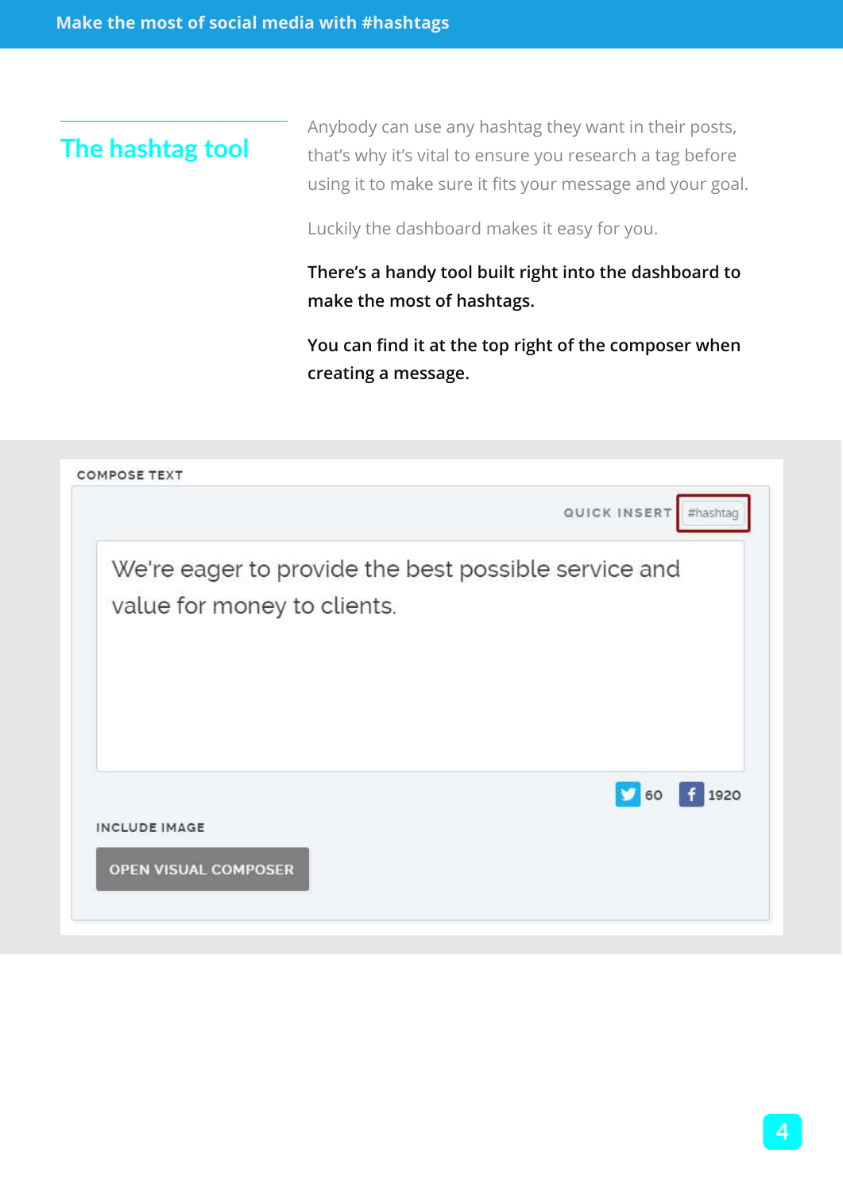## The hashtag tool

Anybody can use any hashtag they want in their posts, that's why it's vital to ensure you research a tag before using it to make sure it fits your message and your goal.

Luckily the dashboard makes it easy for you.

**There's a handy tool built right into the dashboard to make the most of hashtags.**

**You can find it at the top right of the composer when creating a message.**

COMPOSE TEXT

QUICK INSERT #hashtag

We're eager to provide the best possible service and value for money to clients.

60 1920

INCLUDE IMAGE

OPEN VISUAL COMPOSER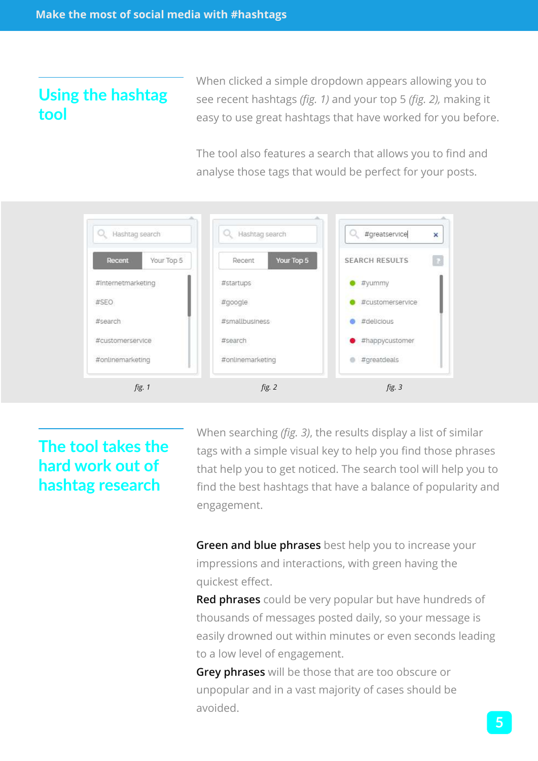## Using the hashtag tool

When clicked a simple dropdown appears allowing you to see recent hashtags *(fig. 1)* and your top 5 *(fig. 2)*, making it easy to use great hashtags that have worked for you before.

The tool also features a search that allows you to find and analyse those tags that would be perfect for your posts.

Hashtag search

Recent | Your Top 5

#internetmarketing
#SEO
#search
#customerservice
#onlinemarketing

*fig. 1*

Hashtag search

Recent | Your Top 5

#startups
#google
#smallbusiness
#search
#onlinemarketing

*fig. 2*

#greatservice

SEARCH RESULTS

#yummy
#customerservice
#delicious
#happycustomer
#greatdeals

*fig. 3*

## The tool takes the hard work out of hashtag research

When searching *(fig. 3)*, the results display a list of similar tags with a simple visual key to help you find those phrases that help you to get noticed. The search tool will help you to find the best hashtags that have a balance of popularity and engagement.

**Green and blue phrases** best help you to increase your impressions and interactions, with green having the quickest effect.
**Red phrases** could be very popular but have hundreds of thousands of messages posted daily, so your message is easily drowned out within minutes or even seconds leading to a low level of engagement.
**Grey phrases** will be those that are too obscure or unpopular and in a vast majority of cases should be avoided.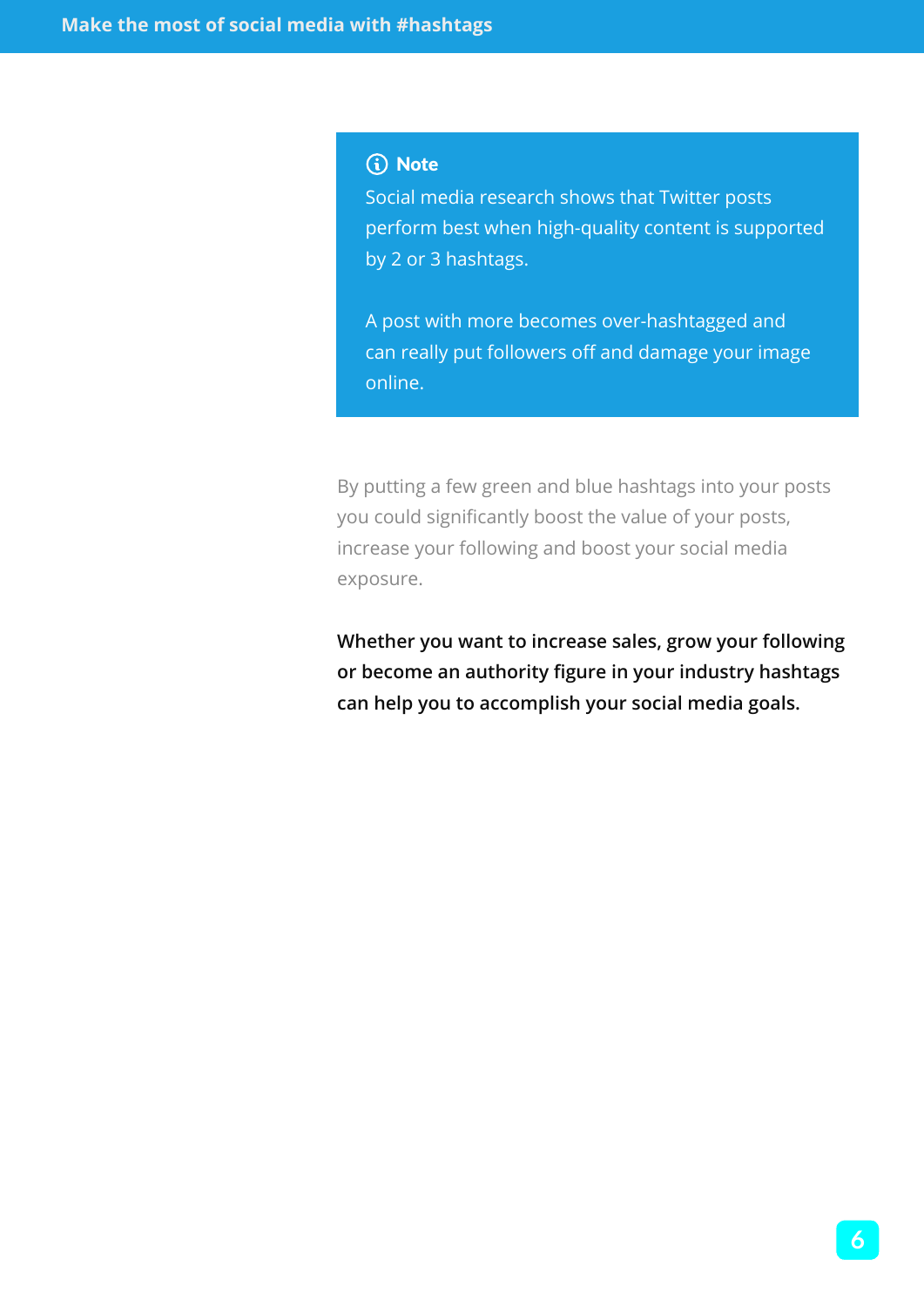**Note**

Social media research shows that Twitter posts perform best when high-quality content is supported by 2 or 3 hashtags.

A post with more becomes over-hashtagged and can really put followers off and damage your image online.

By putting a few green and blue hashtags into your posts you could significantly boost the value of your posts, increase your following and boost your social media exposure.

**Whether you want to increase sales, grow your following or become an authority figure in your industry hashtags can help you to accomplish your social media goals.**